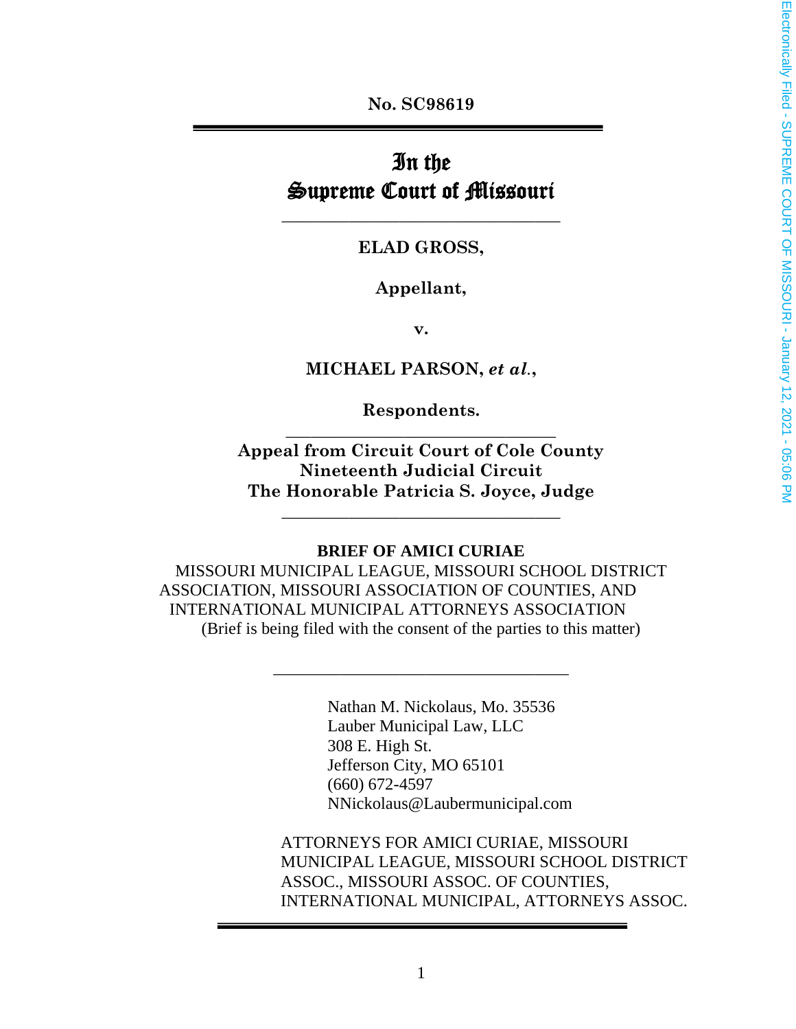**No. SC98619**

---

# In the Supreme Court of Missouri

---

**ELAD GROSS,**

**Appellant,**

**v.**

**MICHAEL PARSON, *et al.*,**

**Respondents.**

---

**Appeal from Circuit Court of Cole County**
**Nineteenth Judicial Circuit**
**The Honorable Patricia S. Joyce, Judge**

---

**BRIEF OF AMICI CURIAE**

MISSOURI MUNICIPAL LEAGUE, MISSOURI SCHOOL DISTRICT ASSOCIATION, MISSOURI ASSOCIATION OF COUNTIES, AND INTERNATIONAL MUNICIPAL ATTORNEYS ASSOCIATION

(Brief is being filed with the consent of the parties to this matter)

---

Nathan M. Nickolaus, Mo. 35536
Lauber Municipal Law, LLC
308 E. High St.
Jefferson City, MO 65101
(660) 672-4597
NNickolaus@Laubermunicipal.com

ATTORNEYS FOR AMICI CURIAE, MISSOURI MUNICIPAL LEAGUE, MISSOURI SCHOOL DISTRICT ASSOC., MISSOURI ASSOC. OF COUNTIES, INTERNATIONAL MUNICIPAL, ATTORNEYS ASSOC.

Electronically Filed - SUPREME COURT OF MISSOURI - January 12, 2021 - 05:06 PM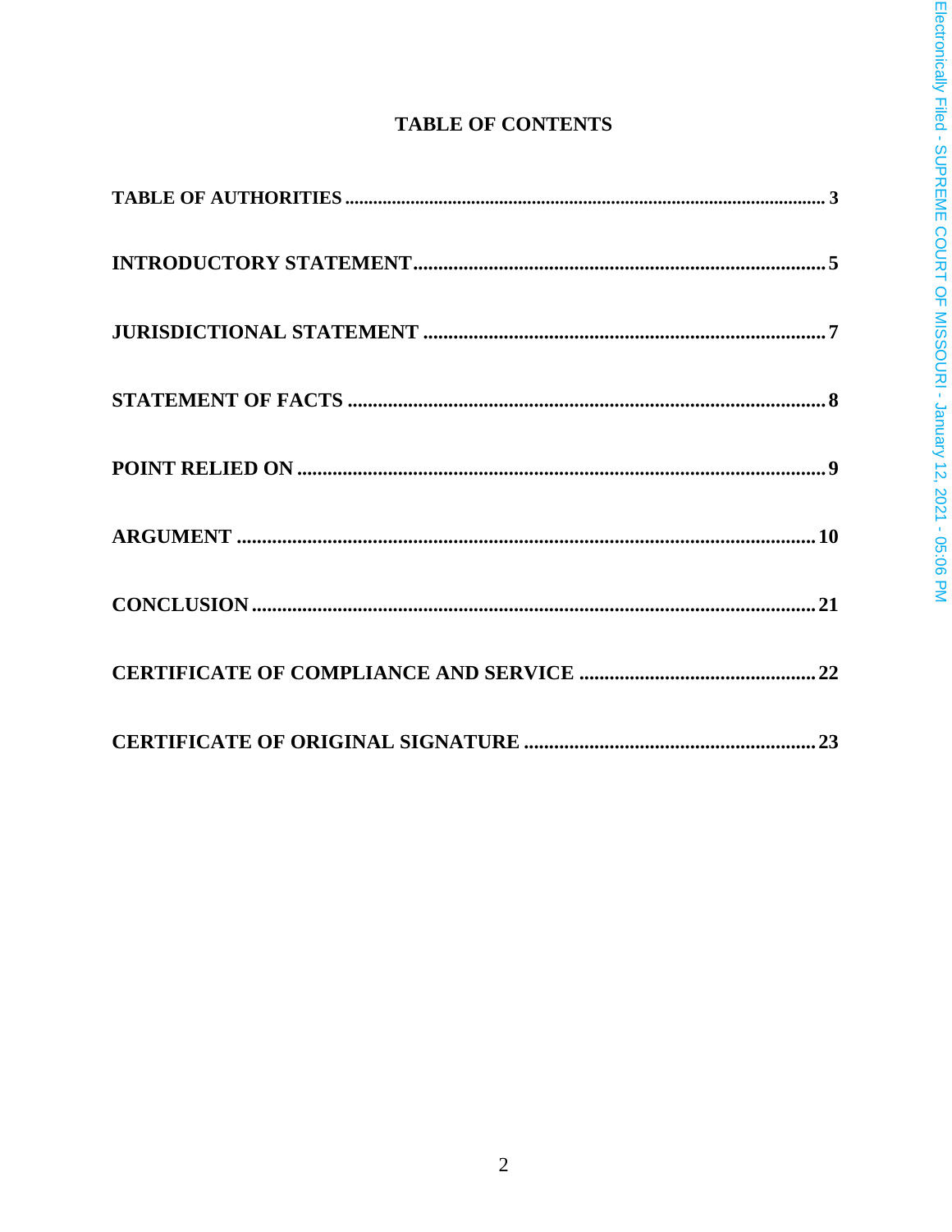# TABLE OF CONTENTS

**TABLE OF AUTHORITIES** ........................................................................................ **3**

**INTRODUCTORY STATEMENT**................................................................................ **5**

**JURISDICTIONAL STATEMENT** ............................................................................... **7**

**STATEMENT OF FACTS** ............................................................................................ **8**

**POINT RELIED ON** ...................................................................................................... **9**

**ARGUMENT** ............................................................................................................... **10**

**CONCLUSION** ............................................................................................................ **21**

**CERTIFICATE OF COMPLIANCE AND SERVICE** .............................................. **22**

**CERTIFICATE OF ORIGINAL SIGNATURE** .......................................................... **23**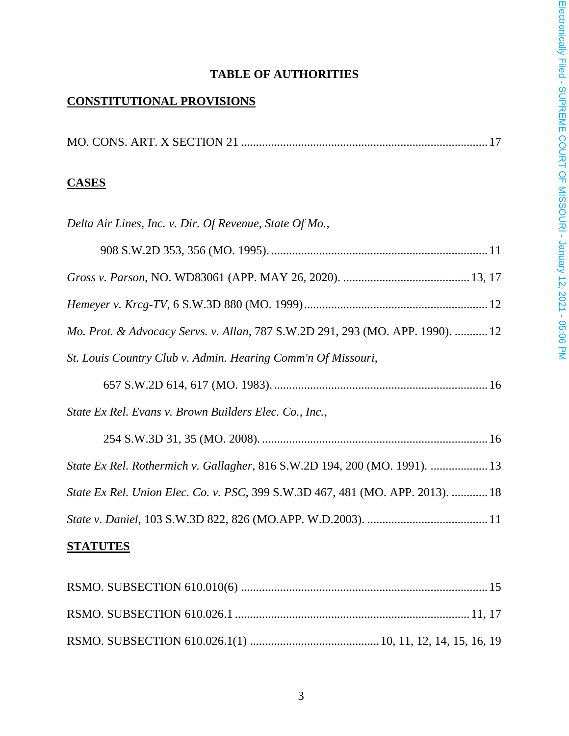# TABLE OF AUTHORITIES

## CONSTITUTIONAL PROVISIONS

MO. CONS. ART. X SECTION 21 .......................................................................................... 17

## CASES

*Delta Air Lines, Inc. v. Dir. Of Revenue, State Of Mo.*,

908 S.W.2D 353, 356 (MO. 1995). ......................................................................... 11

*Gross v. Parson*, NO. WD83061 (APP. MAY 26, 2020). .......................................... 13, 17

*Hemeyer v. Krcg-TV*, 6 S.W.3D 880 (MO. 1999) ............................................................. 12

*Mo. Prot. & Advocacy Servs. v. Allan*, 787 S.W.2D 291, 293 (MO. APP. 1990). ........... 12

*St. Louis Country Club v. Admin. Hearing Comm'n Of Missouri*,

657 S.W.2D 614, 617 (MO. 1983). ....................................................................... 16

*State Ex Rel. Evans v. Brown Builders Elec. Co., Inc.*,

254 S.W.3D 31, 35 (MO. 2008). ........................................................................... 16

*State Ex Rel. Rothermich v. Gallagher*, 816 S.W.2D 194, 200 (MO. 1991). ................... 13

*State Ex Rel. Union Elec. Co. v. PSC*, 399 S.W.3D 467, 481 (MO. APP. 2013). ............ 18

*State v. Daniel*, 103 S.W.3D 822, 826 (MO.APP. W.D.2003). ........................................ 11

## STATUTES

RSMO. SUBSECTION 610.010(6) .................................................................................. 15

RSMO. SUBSECTION 610.026.1 .............................................................................. 11, 17

RSMO. SUBSECTION 610.026.1(1) .......................................... 10, 11, 12, 14, 15, 16, 19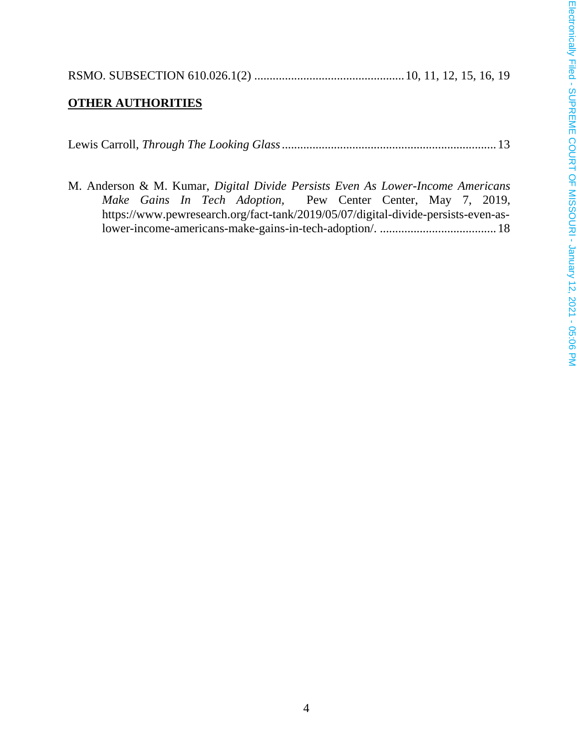RSMO. SUBSECTION 610.026.1(2) ................................................ 10, 11, 12, 15, 16, 19

**OTHER AUTHORITIES**

Lewis Carroll, *Through The Looking Glass* ..................................................................... 13

M. Anderson & M. Kumar, *Digital Divide Persists Even As Lower-Income Americans Make Gains In Tech Adoption*, Pew Center Center, May 7, 2019, https://www.pewresearch.org/fact-tank/2019/05/07/digital-divide-persists-even-as-lower-income-americans-make-gains-in-tech-adoption/. ...................................... 18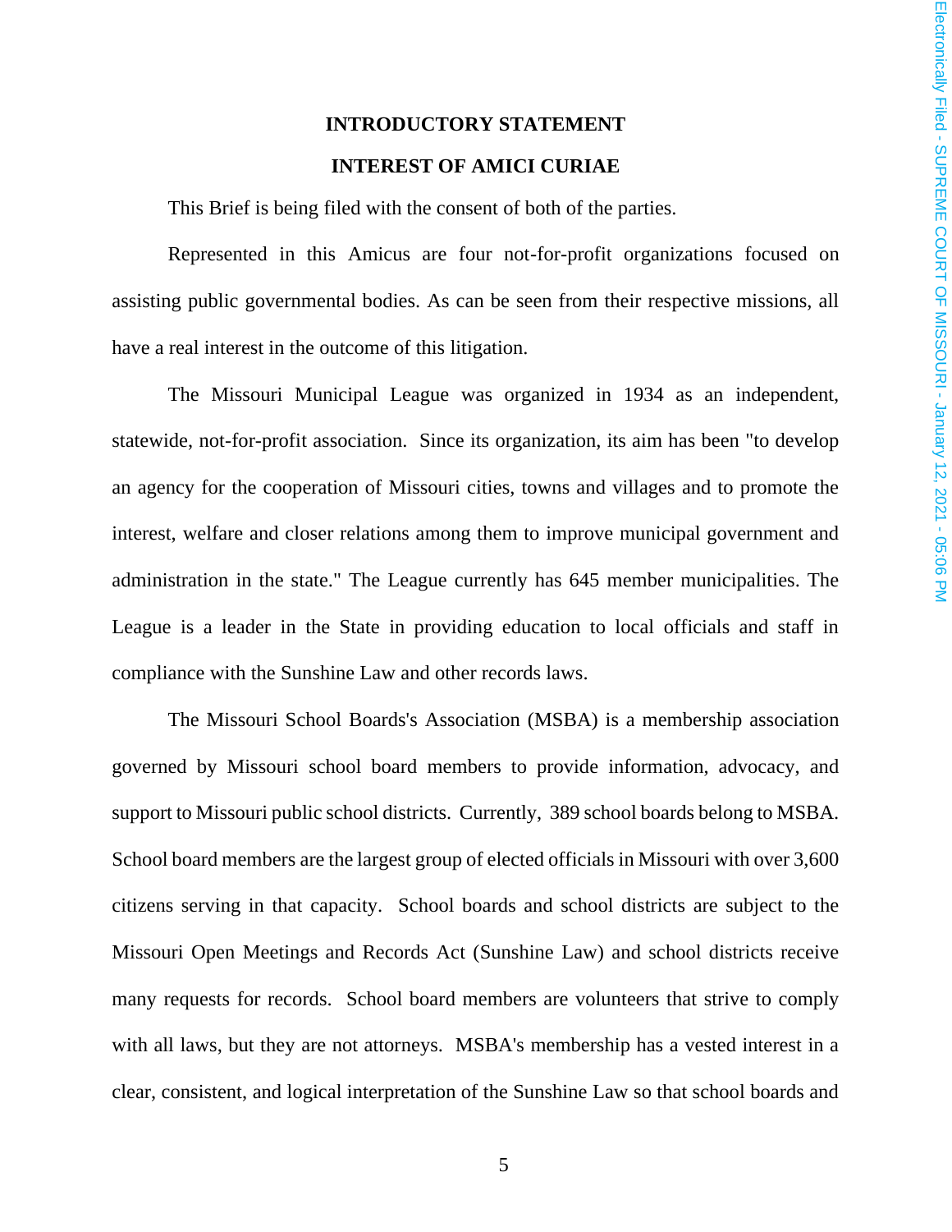## INTRODUCTORY STATEMENT

## INTEREST OF AMICI CURIAE

This Brief is being filed with the consent of both of the parties.

Represented in this Amicus are four not-for-profit organizations focused on assisting public governmental bodies. As can be seen from their respective missions, all have a real interest in the outcome of this litigation.

The Missouri Municipal League was organized in 1934 as an independent, statewide, not-for-profit association. Since its organization, its aim has been "to develop an agency for the cooperation of Missouri cities, towns and villages and to promote the interest, welfare and closer relations among them to improve municipal government and administration in the state." The League currently has 645 member municipalities. The League is a leader in the State in providing education to local officials and staff in compliance with the Sunshine Law and other records laws.

The Missouri School Boards's Association (MSBA) is a membership association governed by Missouri school board members to provide information, advocacy, and support to Missouri public school districts. Currently, 389 school boards belong to MSBA. School board members are the largest group of elected officials in Missouri with over 3,600 citizens serving in that capacity. School boards and school districts are subject to the Missouri Open Meetings and Records Act (Sunshine Law) and school districts receive many requests for records. School board members are volunteers that strive to comply with all laws, but they are not attorneys. MSBA's membership has a vested interest in a clear, consistent, and logical interpretation of the Sunshine Law so that school boards and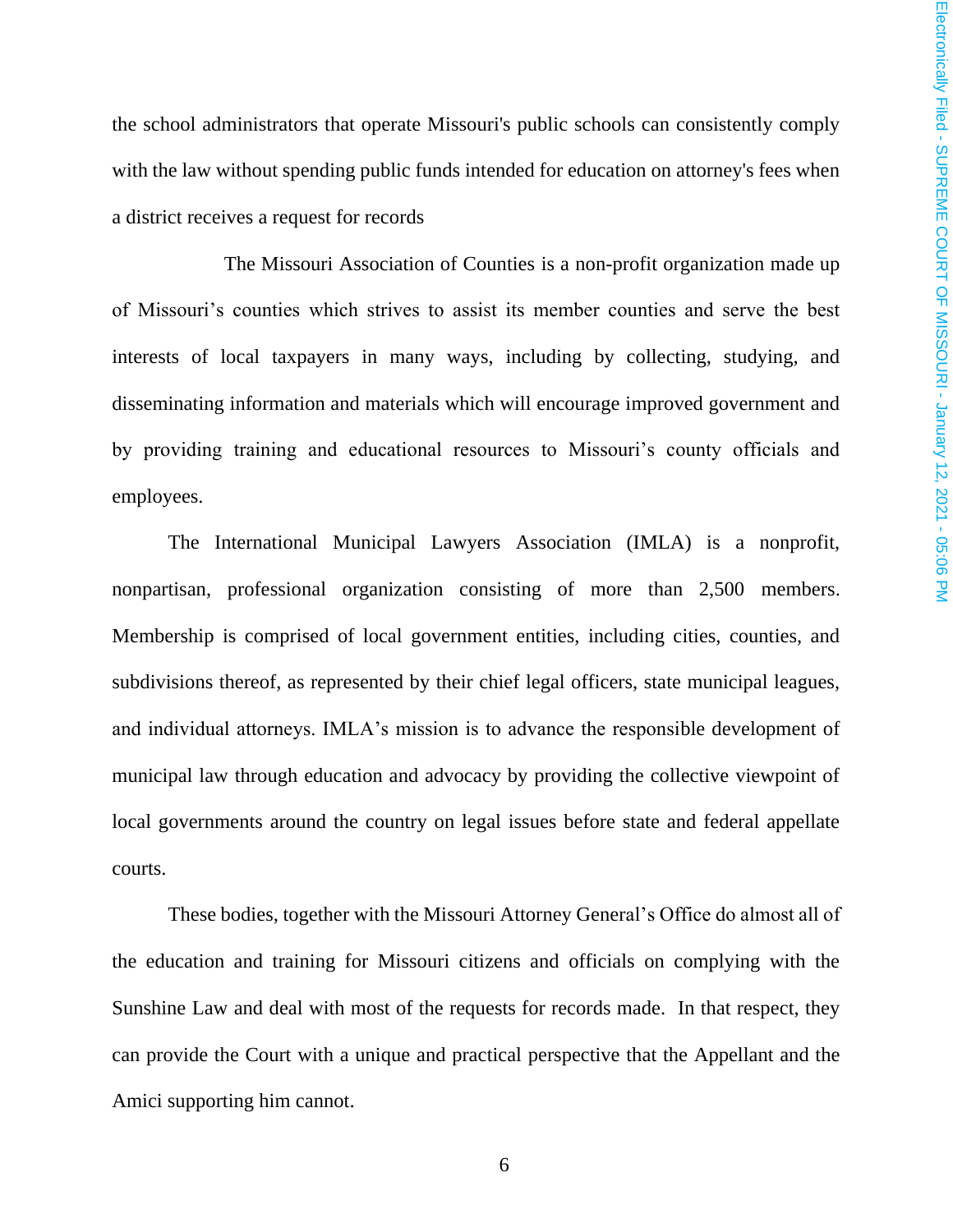the school administrators that operate Missouri's public schools can consistently comply with the law without spending public funds intended for education on attorney's fees when a district receives a request for records

The Missouri Association of Counties is a non-profit organization made up of Missouri's counties which strives to assist its member counties and serve the best interests of local taxpayers in many ways, including by collecting, studying, and disseminating information and materials which will encourage improved government and by providing training and educational resources to Missouri's county officials and employees.

The International Municipal Lawyers Association (IMLA) is a nonprofit, nonpartisan, professional organization consisting of more than 2,500 members. Membership is comprised of local government entities, including cities, counties, and subdivisions thereof, as represented by their chief legal officers, state municipal leagues, and individual attorneys. IMLA's mission is to advance the responsible development of municipal law through education and advocacy by providing the collective viewpoint of local governments around the country on legal issues before state and federal appellate courts.

These bodies, together with the Missouri Attorney General's Office do almost all of the education and training for Missouri citizens and officials on complying with the Sunshine Law and deal with most of the requests for records made. In that respect, they can provide the Court with a unique and practical perspective that the Appellant and the Amici supporting him cannot.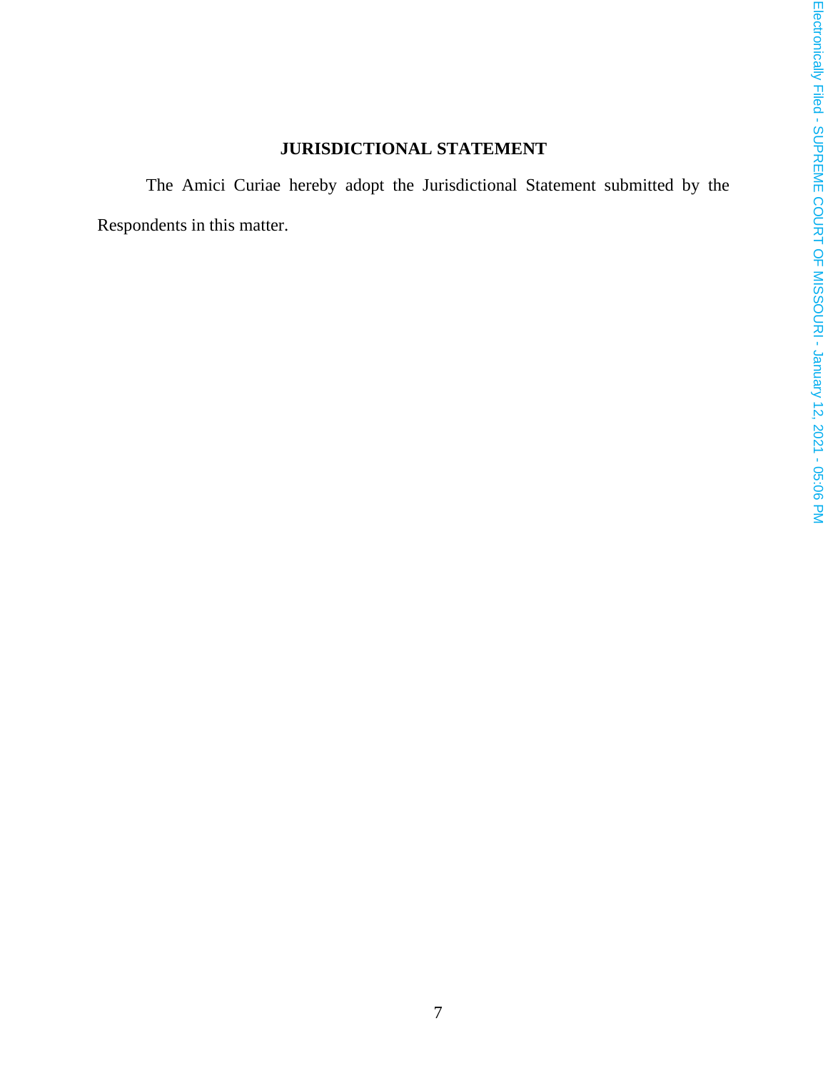## JURISDICTIONAL STATEMENT

The Amici Curiae hereby adopt the Jurisdictional Statement submitted by the Respondents in this matter.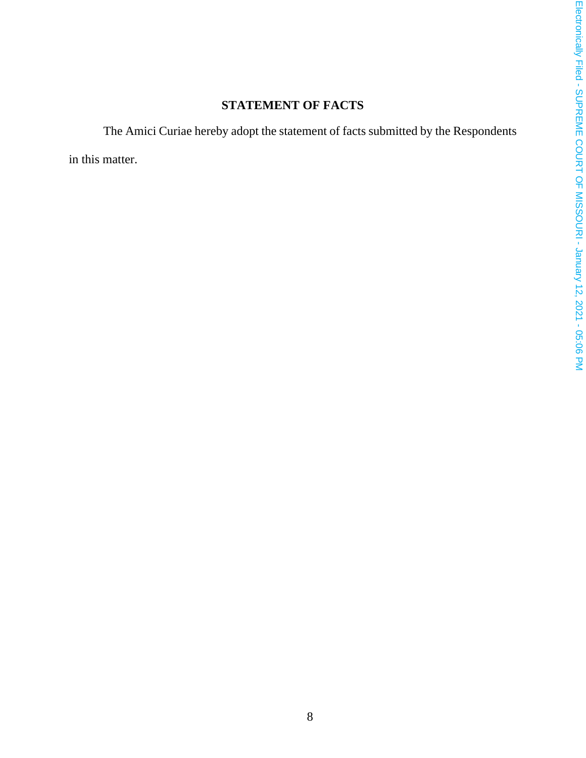## STATEMENT OF FACTS

The Amici Curiae hereby adopt the statement of facts submitted by the Respondents in this matter.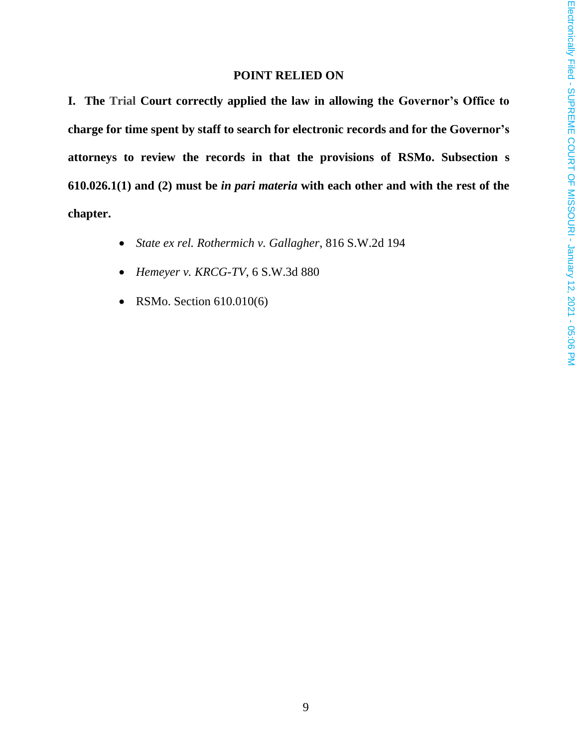## POINT RELIED ON

**I. The Trial Court correctly applied the law in allowing the Governor's Office to charge for time spent by staff to search for electronic records and for the Governor's attorneys to review the records in that the provisions of RSMo. Subsection s 610.026.1(1) and (2) must be *in pari materia* with each other and with the rest of the chapter.**

- *State ex rel. Rothermich v. Gallagher*, 816 S.W.2d 194
- *Hemeyer v. KRCG-TV*, 6 S.W.3d 880
- RSMo. Section 610.010(6)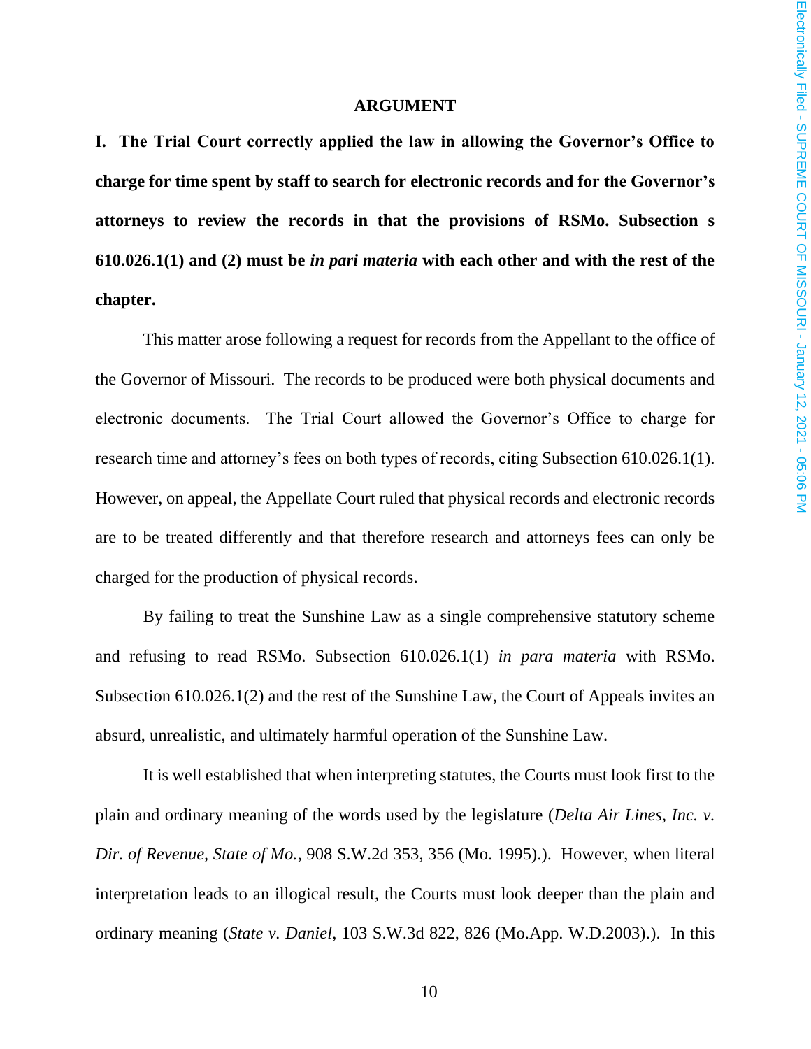## ARGUMENT

**I. The Trial Court correctly applied the law in allowing the Governor's Office to charge for time spent by staff to search for electronic records and for the Governor's attorneys to review the records in that the provisions of RSMo. Subsection s 610.026.1(1) and (2) must be *in pari materia* with each other and with the rest of the chapter.**

This matter arose following a request for records from the Appellant to the office of the Governor of Missouri. The records to be produced were both physical documents and electronic documents. The Trial Court allowed the Governor's Office to charge for research time and attorney's fees on both types of records, citing Subsection 610.026.1(1). However, on appeal, the Appellate Court ruled that physical records and electronic records are to be treated differently and that therefore research and attorneys fees can only be charged for the production of physical records.

By failing to treat the Sunshine Law as a single comprehensive statutory scheme and refusing to read RSMo. Subsection 610.026.1(1) *in para materia* with RSMo. Subsection 610.026.1(2) and the rest of the Sunshine Law, the Court of Appeals invites an absurd, unrealistic, and ultimately harmful operation of the Sunshine Law.

It is well established that when interpreting statutes, the Courts must look first to the plain and ordinary meaning of the words used by the legislature (*Delta Air Lines, Inc. v. Dir. of Revenue, State of Mo.*, 908 S.W.2d 353, 356 (Mo. 1995).). However, when literal interpretation leads to an illogical result, the Courts must look deeper than the plain and ordinary meaning (*State v. Daniel*, 103 S.W.3d 822, 826 (Mo.App. W.D.2003).). In this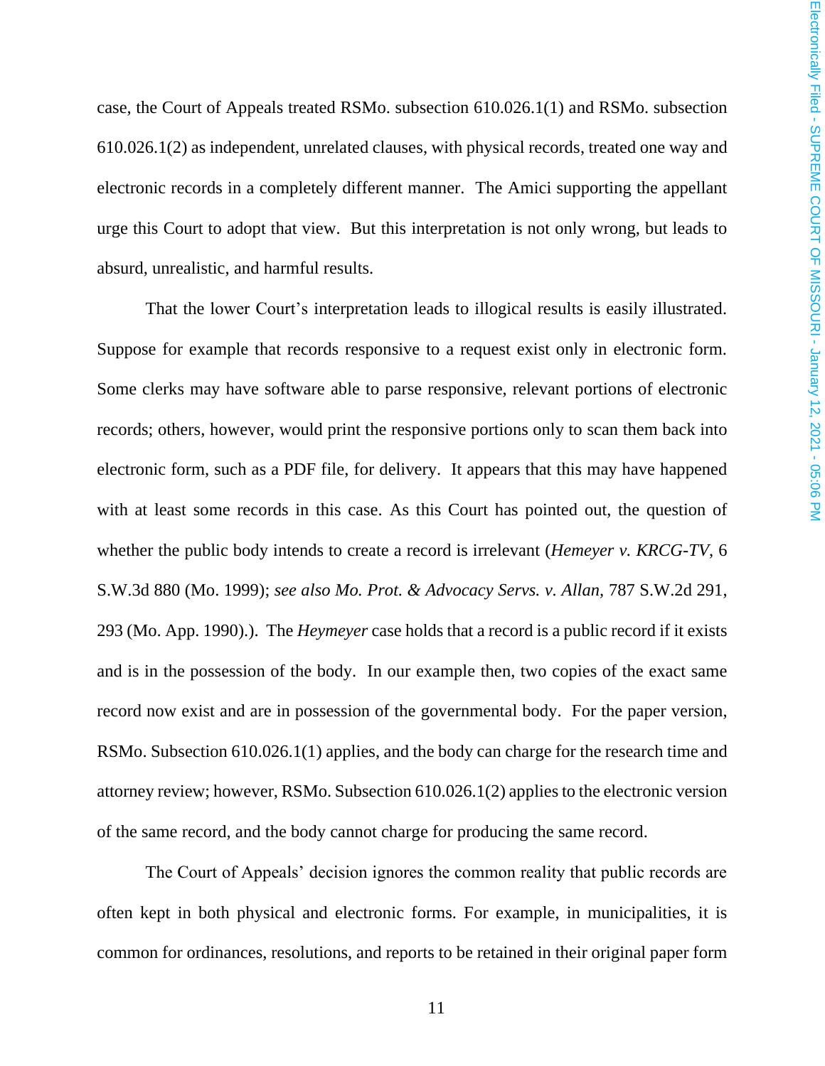case, the Court of Appeals treated RSMo. subsection 610.026.1(1) and RSMo. subsection 610.026.1(2) as independent, unrelated clauses, with physical records, treated one way and electronic records in a completely different manner. The Amici supporting the appellant urge this Court to adopt that view. But this interpretation is not only wrong, but leads to absurd, unrealistic, and harmful results.

That the lower Court's interpretation leads to illogical results is easily illustrated. Suppose for example that records responsive to a request exist only in electronic form. Some clerks may have software able to parse responsive, relevant portions of electronic records; others, however, would print the responsive portions only to scan them back into electronic form, such as a PDF file, for delivery. It appears that this may have happened with at least some records in this case. As this Court has pointed out, the question of whether the public body intends to create a record is irrelevant (*Hemeyer v. KRCG-TV*, 6 S.W.3d 880 (Mo. 1999); *see also Mo. Prot. & Advocacy Servs. v. Allan*, 787 S.W.2d 291, 293 (Mo. App. 1990).). The *Heymeyer* case holds that a record is a public record if it exists and is in the possession of the body. In our example then, two copies of the exact same record now exist and are in possession of the governmental body. For the paper version, RSMo. Subsection 610.026.1(1) applies, and the body can charge for the research time and attorney review; however, RSMo. Subsection 610.026.1(2) applies to the electronic version of the same record, and the body cannot charge for producing the same record.

The Court of Appeals' decision ignores the common reality that public records are often kept in both physical and electronic forms. For example, in municipalities, it is common for ordinances, resolutions, and reports to be retained in their original paper form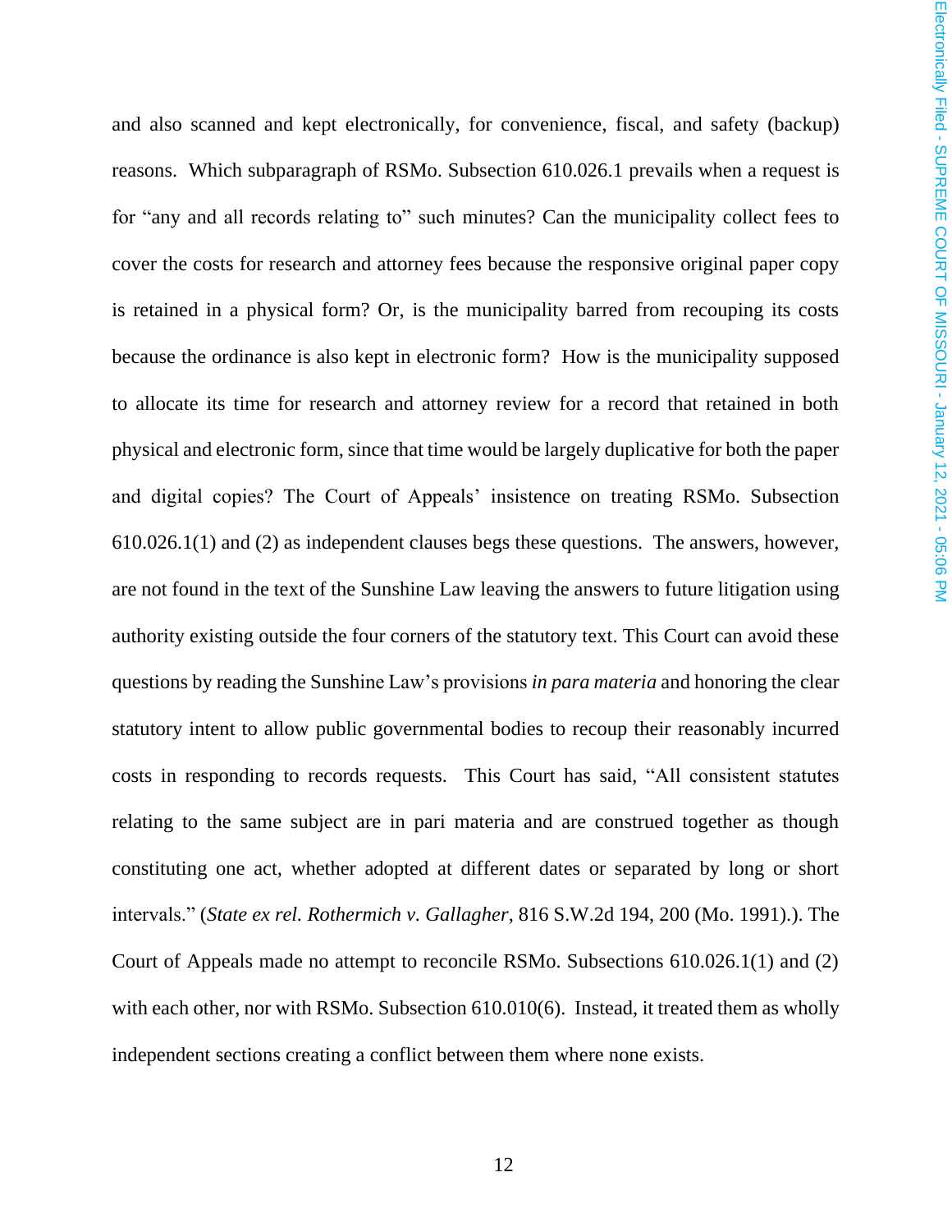and also scanned and kept electronically, for convenience, fiscal, and safety (backup) reasons. Which subparagraph of RSMo. Subsection 610.026.1 prevails when a request is for "any and all records relating to" such minutes? Can the municipality collect fees to cover the costs for research and attorney fees because the responsive original paper copy is retained in a physical form? Or, is the municipality barred from recouping its costs because the ordinance is also kept in electronic form? How is the municipality supposed to allocate its time for research and attorney review for a record that retained in both physical and electronic form, since that time would be largely duplicative for both the paper and digital copies? The Court of Appeals' insistence on treating RSMo. Subsection 610.026.1(1) and (2) as independent clauses begs these questions. The answers, however, are not found in the text of the Sunshine Law leaving the answers to future litigation using authority existing outside the four corners of the statutory text. This Court can avoid these questions by reading the Sunshine Law's provisions *in para materia* and honoring the clear statutory intent to allow public governmental bodies to recoup their reasonably incurred costs in responding to records requests. This Court has said, "All consistent statutes relating to the same subject are in pari materia and are construed together as though constituting one act, whether adopted at different dates or separated by long or short intervals." (*State ex rel. Rothermich v. Gallagher*, 816 S.W.2d 194, 200 (Mo. 1991).). The Court of Appeals made no attempt to reconcile RSMo. Subsections 610.026.1(1) and (2) with each other, nor with RSMo. Subsection 610.010(6). Instead, it treated them as wholly independent sections creating a conflict between them where none exists.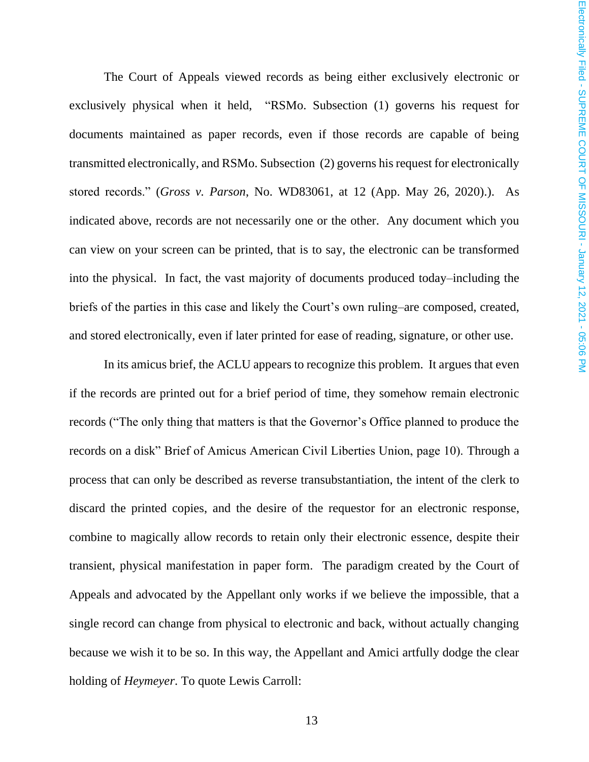The Court of Appeals viewed records as being either exclusively electronic or exclusively physical when it held, "RSMo. Subsection (1) governs his request for documents maintained as paper records, even if those records are capable of being transmitted electronically, and RSMo. Subsection (2) governs his request for electronically stored records." (*Gross v. Parson*, No. WD83061, at 12 (App. May 26, 2020).). As indicated above, records are not necessarily one or the other. Any document which you can view on your screen can be printed, that is to say, the electronic can be transformed into the physical. In fact, the vast majority of documents produced today–including the briefs of the parties in this case and likely the Court's own ruling–are composed, created, and stored electronically, even if later printed for ease of reading, signature, or other use.

In its amicus brief, the ACLU appears to recognize this problem. It argues that even if the records are printed out for a brief period of time, they somehow remain electronic records ("The only thing that matters is that the Governor's Office planned to produce the records on a disk" Brief of Amicus American Civil Liberties Union, page 10). Through a process that can only be described as reverse transubstantiation, the intent of the clerk to discard the printed copies, and the desire of the requestor for an electronic response, combine to magically allow records to retain only their electronic essence, despite their transient, physical manifestation in paper form. The paradigm created by the Court of Appeals and advocated by the Appellant only works if we believe the impossible, that a single record can change from physical to electronic and back, without actually changing because we wish it to be so. In this way, the Appellant and Amici artfully dodge the clear holding of *Heymeyer*. To quote Lewis Carroll: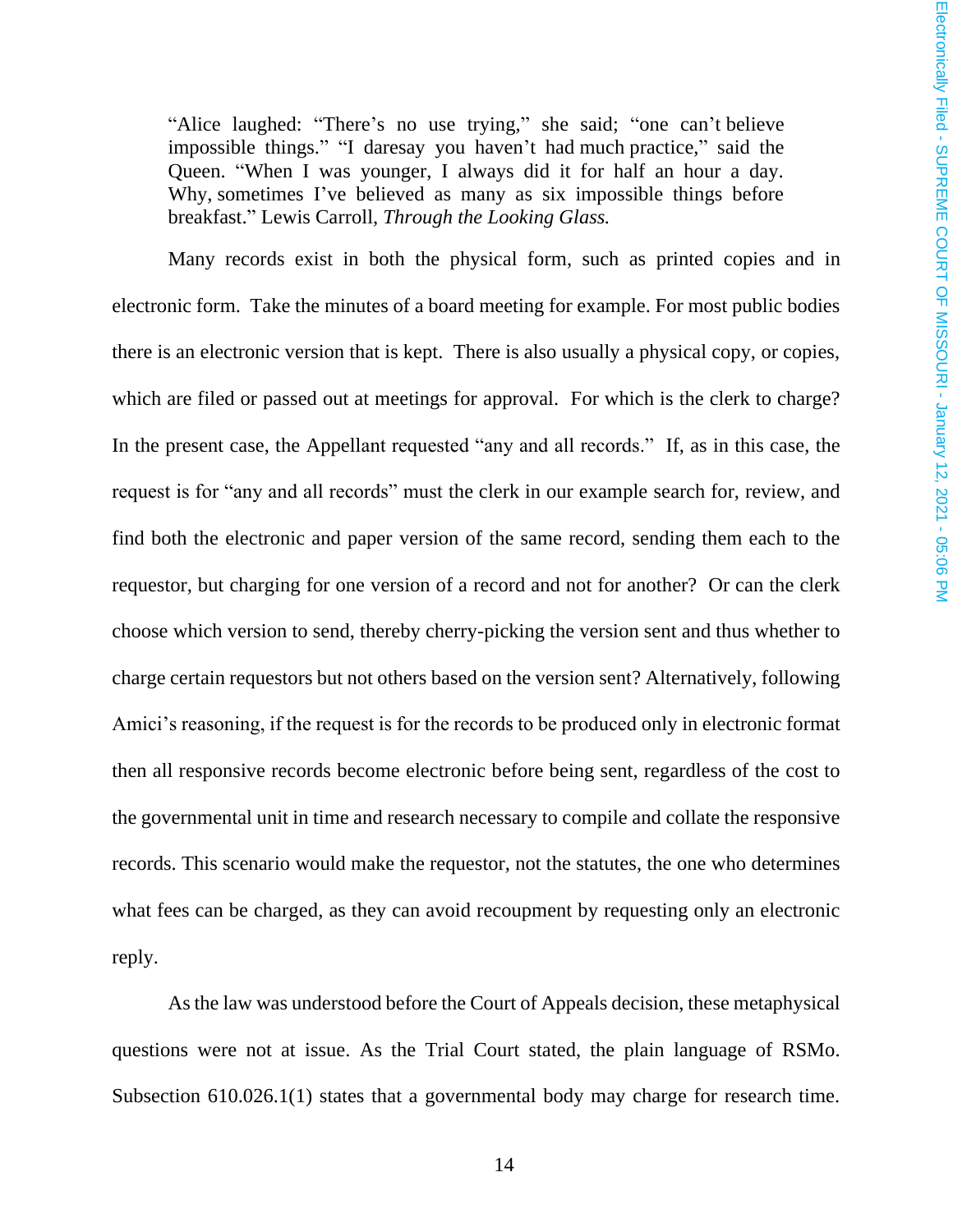> "Alice laughed: "There's no use trying," she said; "one can't believe impossible things." "I daresay you haven't had much practice," said the Queen. "When I was younger, I always did it for half an hour a day. Why, sometimes I've believed as many as six impossible things before breakfast." Lewis Carroll, *Through the Looking Glass.*

Many records exist in both the physical form, such as printed copies and in electronic form. Take the minutes of a board meeting for example. For most public bodies there is an electronic version that is kept. There is also usually a physical copy, or copies, which are filed or passed out at meetings for approval. For which is the clerk to charge? In the present case, the Appellant requested "any and all records." If, as in this case, the request is for "any and all records" must the clerk in our example search for, review, and find both the electronic and paper version of the same record, sending them each to the requestor, but charging for one version of a record and not for another? Or can the clerk choose which version to send, thereby cherry-picking the version sent and thus whether to charge certain requestors but not others based on the version sent? Alternatively, following Amici's reasoning, if the request is for the records to be produced only in electronic format then all responsive records become electronic before being sent, regardless of the cost to the governmental unit in time and research necessary to compile and collate the responsive records. This scenario would make the requestor, not the statutes, the one who determines what fees can be charged, as they can avoid recoupment by requesting only an electronic reply.

As the law was understood before the Court of Appeals decision, these metaphysical questions were not at issue. As the Trial Court stated, the plain language of RSMo. Subsection 610.026.1(1) states that a governmental body may charge for research time.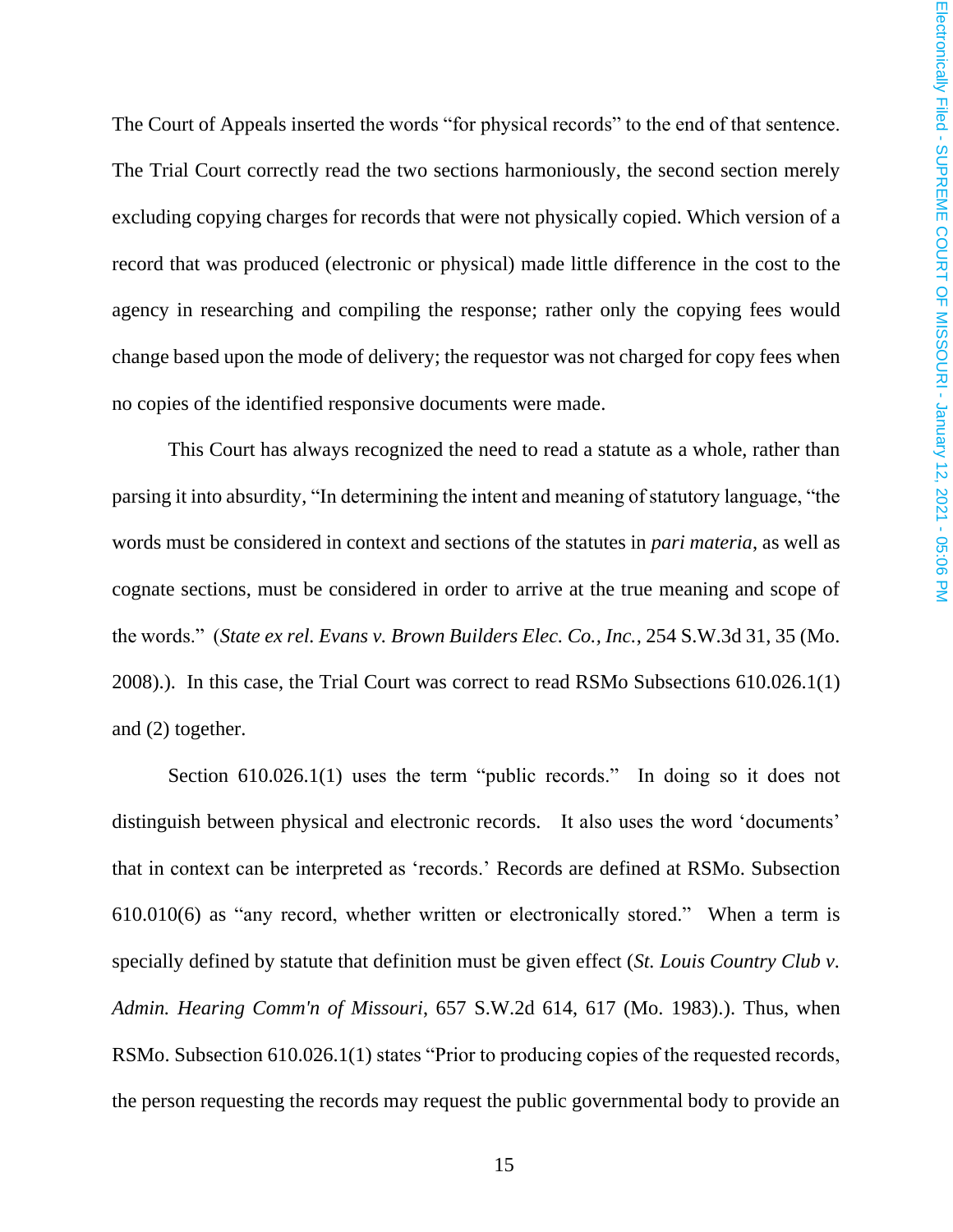The Court of Appeals inserted the words "for physical records" to the end of that sentence. The Trial Court correctly read the two sections harmoniously, the second section merely excluding copying charges for records that were not physically copied. Which version of a record that was produced (electronic or physical) made little difference in the cost to the agency in researching and compiling the response; rather only the copying fees would change based upon the mode of delivery; the requestor was not charged for copy fees when no copies of the identified responsive documents were made.

This Court has always recognized the need to read a statute as a whole, rather than parsing it into absurdity, "In determining the intent and meaning of statutory language, "the words must be considered in context and sections of the statutes in *pari materia*, as well as cognate sections, must be considered in order to arrive at the true meaning and scope of the words." (*State ex rel. Evans v. Brown Builders Elec. Co., Inc.*, 254 S.W.3d 31, 35 (Mo. 2008).). In this case, the Trial Court was correct to read RSMo Subsections 610.026.1(1) and (2) together.

Section 610.026.1(1) uses the term "public records." In doing so it does not distinguish between physical and electronic records. It also uses the word 'documents' that in context can be interpreted as 'records.' Records are defined at RSMo. Subsection 610.010(6) as "any record, whether written or electronically stored." When a term is specially defined by statute that definition must be given effect (*St. Louis Country Club v. Admin. Hearing Comm'n of Missouri*, 657 S.W.2d 614, 617 (Mo. 1983).). Thus, when RSMo. Subsection 610.026.1(1) states "Prior to producing copies of the requested records, the person requesting the records may request the public governmental body to provide an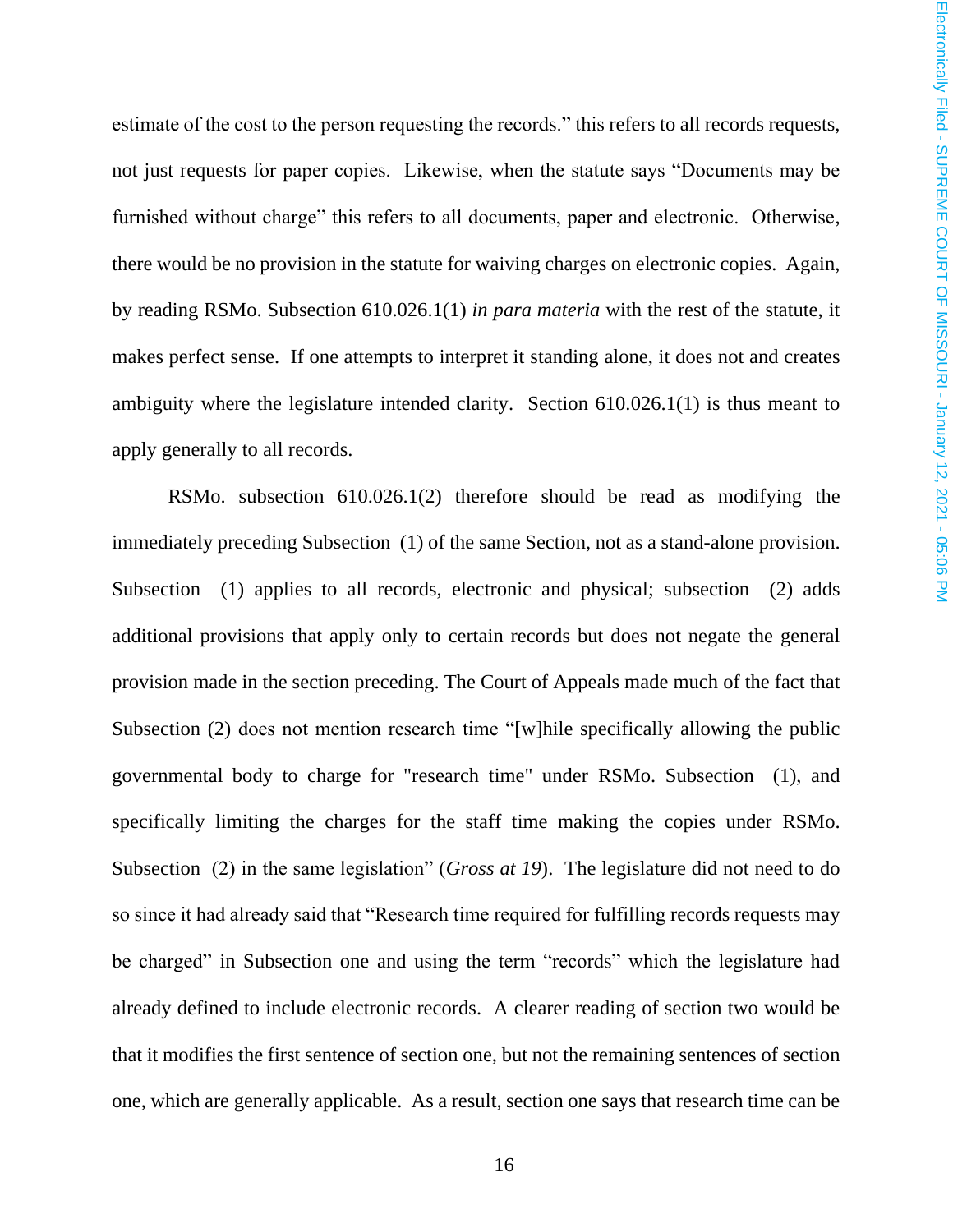estimate of the cost to the person requesting the records." this refers to all records requests, not just requests for paper copies. Likewise, when the statute says "Documents may be furnished without charge" this refers to all documents, paper and electronic. Otherwise, there would be no provision in the statute for waiving charges on electronic copies. Again, by reading RSMo. Subsection 610.026.1(1) *in para materia* with the rest of the statute, it makes perfect sense. If one attempts to interpret it standing alone, it does not and creates ambiguity where the legislature intended clarity. Section 610.026.1(1) is thus meant to apply generally to all records.

RSMo. subsection 610.026.1(2) therefore should be read as modifying the immediately preceding Subsection (1) of the same Section, not as a stand-alone provision. Subsection (1) applies to all records, electronic and physical; subsection (2) adds additional provisions that apply only to certain records but does not negate the general provision made in the section preceding. The Court of Appeals made much of the fact that Subsection (2) does not mention research time "[w]hile specifically allowing the public governmental body to charge for "research time" under RSMo. Subsection (1), and specifically limiting the charges for the staff time making the copies under RSMo. Subsection (2) in the same legislation" (*Gross at 19*). The legislature did not need to do so since it had already said that "Research time required for fulfilling records requests may be charged" in Subsection one and using the term "records" which the legislature had already defined to include electronic records. A clearer reading of section two would be that it modifies the first sentence of section one, but not the remaining sentences of section one, which are generally applicable. As a result, section one says that research time can be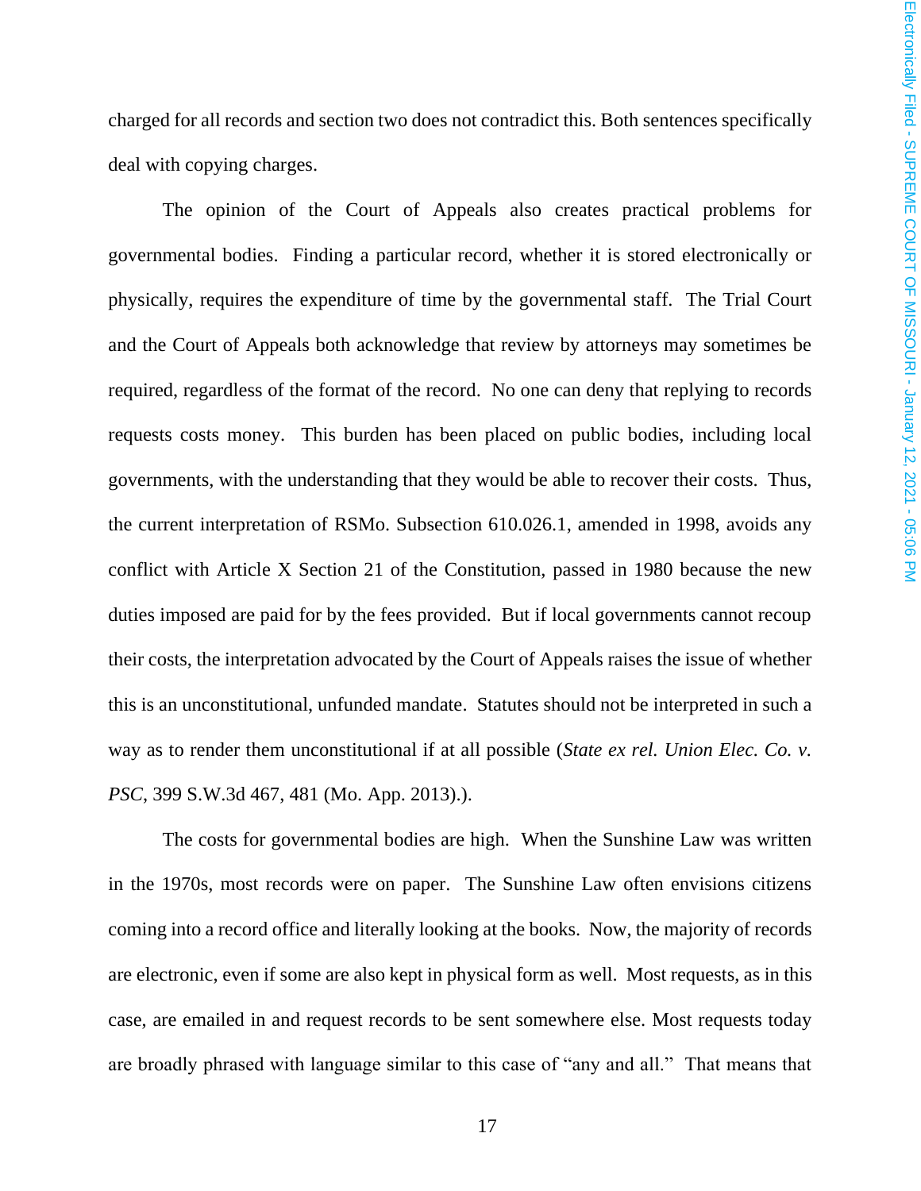charged for all records and section two does not contradict this. Both sentences specifically deal with copying charges.

The opinion of the Court of Appeals also creates practical problems for governmental bodies. Finding a particular record, whether it is stored electronically or physically, requires the expenditure of time by the governmental staff. The Trial Court and the Court of Appeals both acknowledge that review by attorneys may sometimes be required, regardless of the format of the record. No one can deny that replying to records requests costs money. This burden has been placed on public bodies, including local governments, with the understanding that they would be able to recover their costs. Thus, the current interpretation of RSMo. Subsection 610.026.1, amended in 1998, avoids any conflict with Article X Section 21 of the Constitution, passed in 1980 because the new duties imposed are paid for by the fees provided. But if local governments cannot recoup their costs, the interpretation advocated by the Court of Appeals raises the issue of whether this is an unconstitutional, unfunded mandate. Statutes should not be interpreted in such a way as to render them unconstitutional if at all possible (*State ex rel. Union Elec. Co. v. PSC*, 399 S.W.3d 467, 481 (Mo. App. 2013).).

The costs for governmental bodies are high. When the Sunshine Law was written in the 1970s, most records were on paper. The Sunshine Law often envisions citizens coming into a record office and literally looking at the books. Now, the majority of records are electronic, even if some are also kept in physical form as well. Most requests, as in this case, are emailed in and request records to be sent somewhere else. Most requests today are broadly phrased with language similar to this case of "any and all." That means that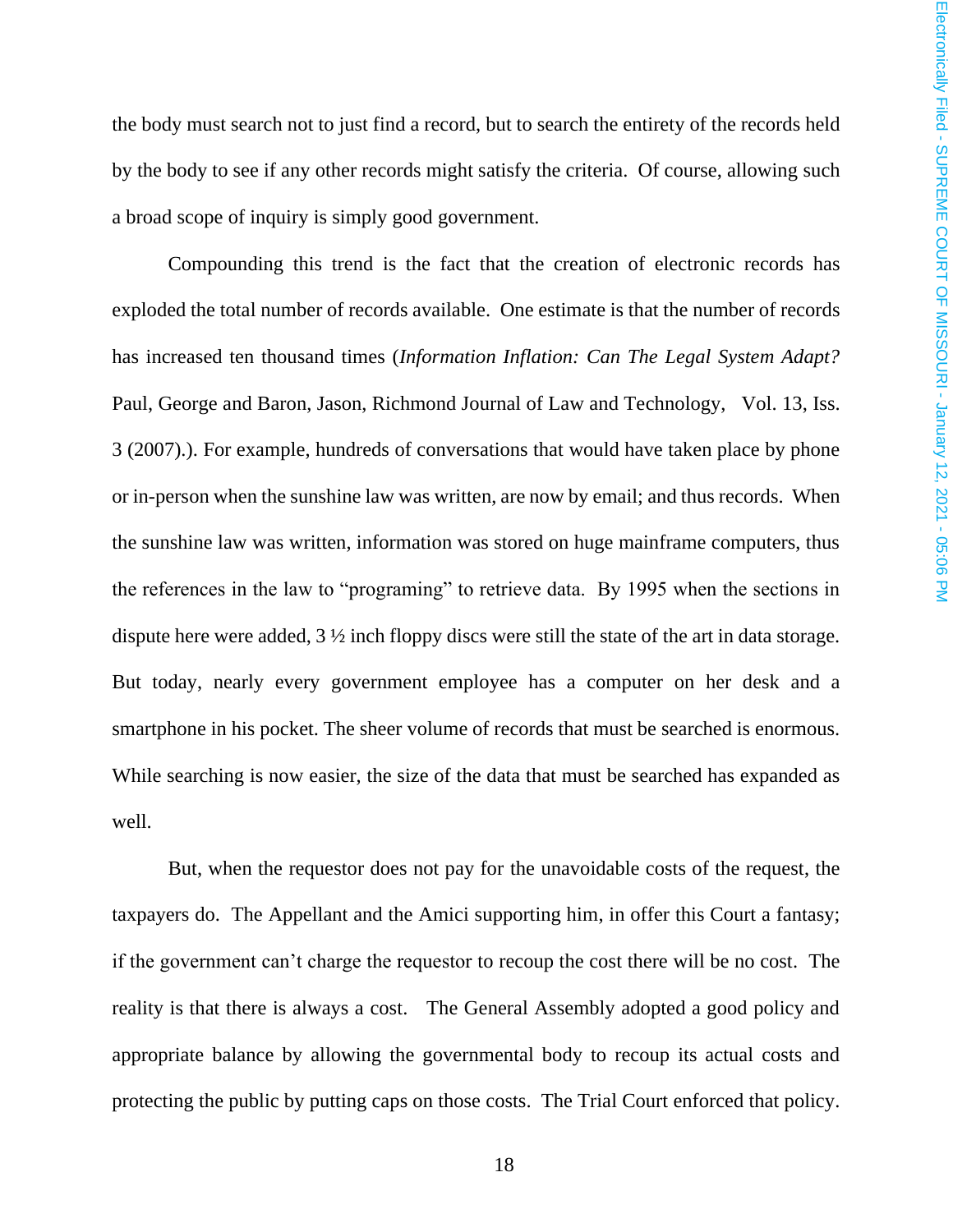the body must search not to just find a record, but to search the entirety of the records held by the body to see if any other records might satisfy the criteria. Of course, allowing such a broad scope of inquiry is simply good government.

Compounding this trend is the fact that the creation of electronic records has exploded the total number of records available. One estimate is that the number of records has increased ten thousand times (*Information Inflation: Can The Legal System Adapt?* Paul, George and Baron, Jason, Richmond Journal of Law and Technology, Vol. 13, Iss. 3 (2007).). For example, hundreds of conversations that would have taken place by phone or in-person when the sunshine law was written, are now by email; and thus records. When the sunshine law was written, information was stored on huge mainframe computers, thus the references in the law to "programing" to retrieve data. By 1995 when the sections in dispute here were added, 3 ½ inch floppy discs were still the state of the art in data storage. But today, nearly every government employee has a computer on her desk and a smartphone in his pocket. The sheer volume of records that must be searched is enormous. While searching is now easier, the size of the data that must be searched has expanded as well.

But, when the requestor does not pay for the unavoidable costs of the request, the taxpayers do. The Appellant and the Amici supporting him, in offer this Court a fantasy; if the government can't charge the requestor to recoup the cost there will be no cost. The reality is that there is always a cost. The General Assembly adopted a good policy and appropriate balance by allowing the governmental body to recoup its actual costs and protecting the public by putting caps on those costs. The Trial Court enforced that policy.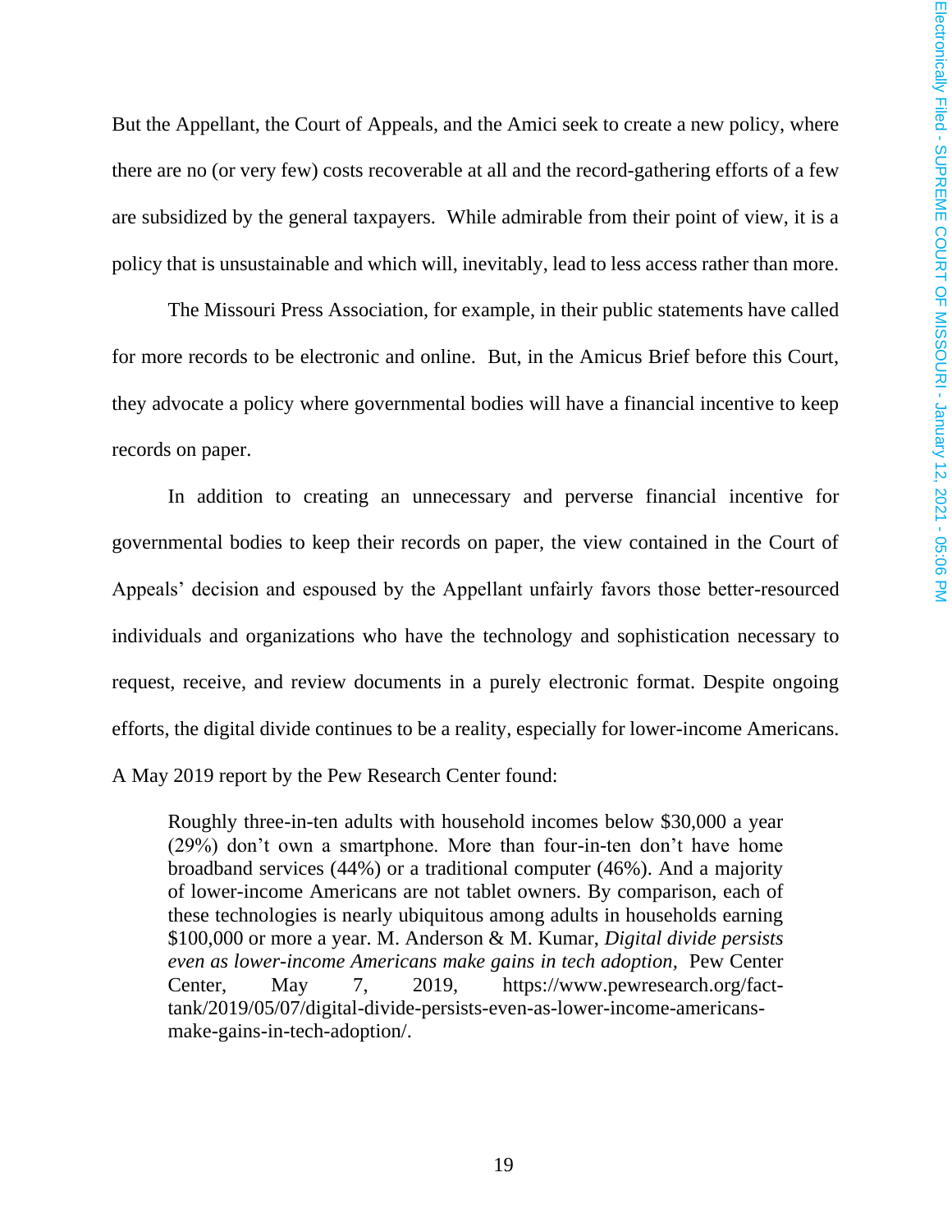But the Appellant, the Court of Appeals, and the Amici seek to create a new policy, where there are no (or very few) costs recoverable at all and the record-gathering efforts of a few are subsidized by the general taxpayers. While admirable from their point of view, it is a policy that is unsustainable and which will, inevitably, lead to less access rather than more.

The Missouri Press Association, for example, in their public statements have called for more records to be electronic and online. But, in the Amicus Brief before this Court, they advocate a policy where governmental bodies will have a financial incentive to keep records on paper.

In addition to creating an unnecessary and perverse financial incentive for governmental bodies to keep their records on paper, the view contained in the Court of Appeals' decision and espoused by the Appellant unfairly favors those better-resourced individuals and organizations who have the technology and sophistication necessary to request, receive, and review documents in a purely electronic format. Despite ongoing efforts, the digital divide continues to be a reality, especially for lower-income Americans. A May 2019 report by the Pew Research Center found:

> Roughly three-in-ten adults with household incomes below $30,000 a year (29%) don't own a smartphone. More than four-in-ten don't have home broadband services (44%) or a traditional computer (46%). And a majority of lower-income Americans are not tablet owners. By comparison, each of these technologies is nearly ubiquitous among adults in households earning $100,000 or more a year. M. Anderson & M. Kumar, *Digital divide persists even as lower-income Americans make gains in tech adoption*, Pew Center Center, May 7, 2019, https://www.pewresearch.org/fact-tank/2019/05/07/digital-divide-persists-even-as-lower-income-americans-make-gains-in-tech-adoption/.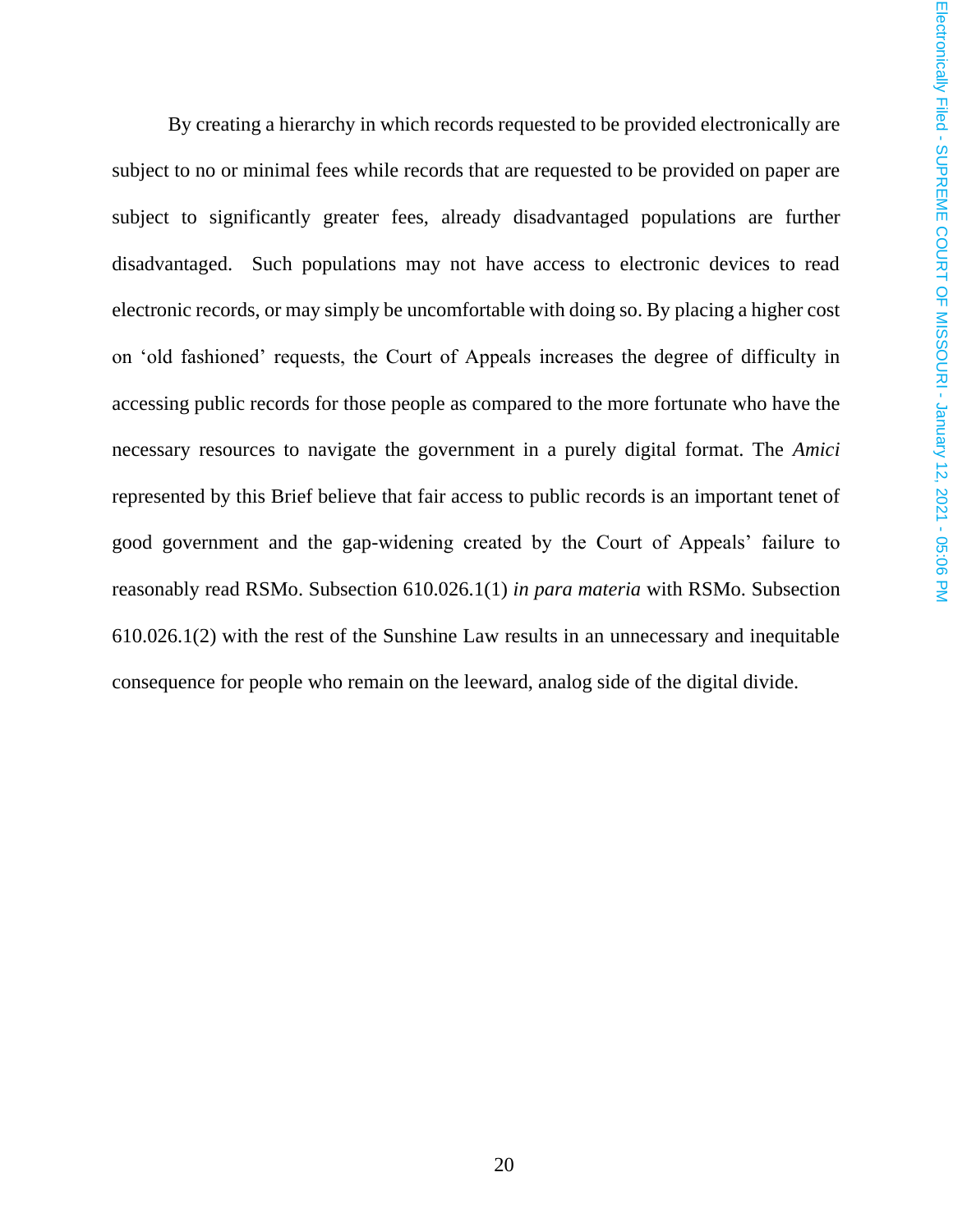By creating a hierarchy in which records requested to be provided electronically are subject to no or minimal fees while records that are requested to be provided on paper are subject to significantly greater fees, already disadvantaged populations are further disadvantaged. Such populations may not have access to electronic devices to read electronic records, or may simply be uncomfortable with doing so. By placing a higher cost on 'old fashioned' requests, the Court of Appeals increases the degree of difficulty in accessing public records for those people as compared to the more fortunate who have the necessary resources to navigate the government in a purely digital format. The *Amici* represented by this Brief believe that fair access to public records is an important tenet of good government and the gap-widening created by the Court of Appeals' failure to reasonably read RSMo. Subsection 610.026.1(1) *in para materia* with RSMo. Subsection 610.026.1(2) with the rest of the Sunshine Law results in an unnecessary and inequitable consequence for people who remain on the leeward, analog side of the digital divide.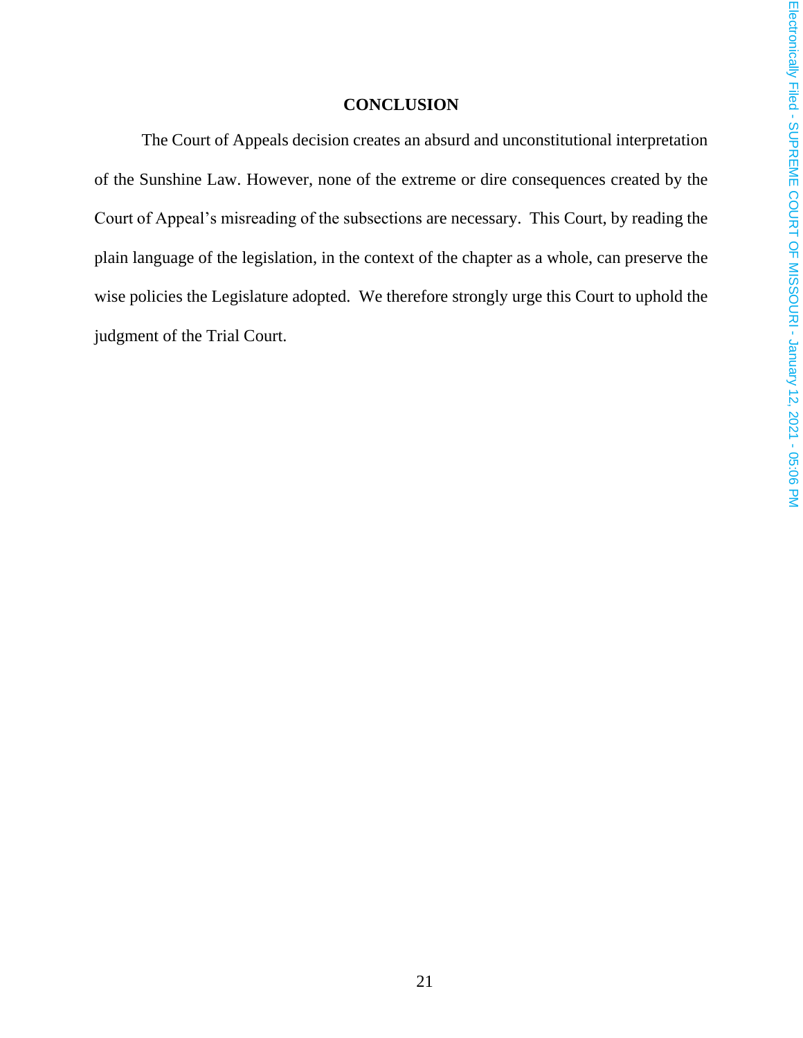## CONCLUSION

The Court of Appeals decision creates an absurd and unconstitutional interpretation of the Sunshine Law. However, none of the extreme or dire consequences created by the Court of Appeal's misreading of the subsections are necessary. This Court, by reading the plain language of the legislation, in the context of the chapter as a whole, can preserve the wise policies the Legislature adopted. We therefore strongly urge this Court to uphold the judgment of the Trial Court.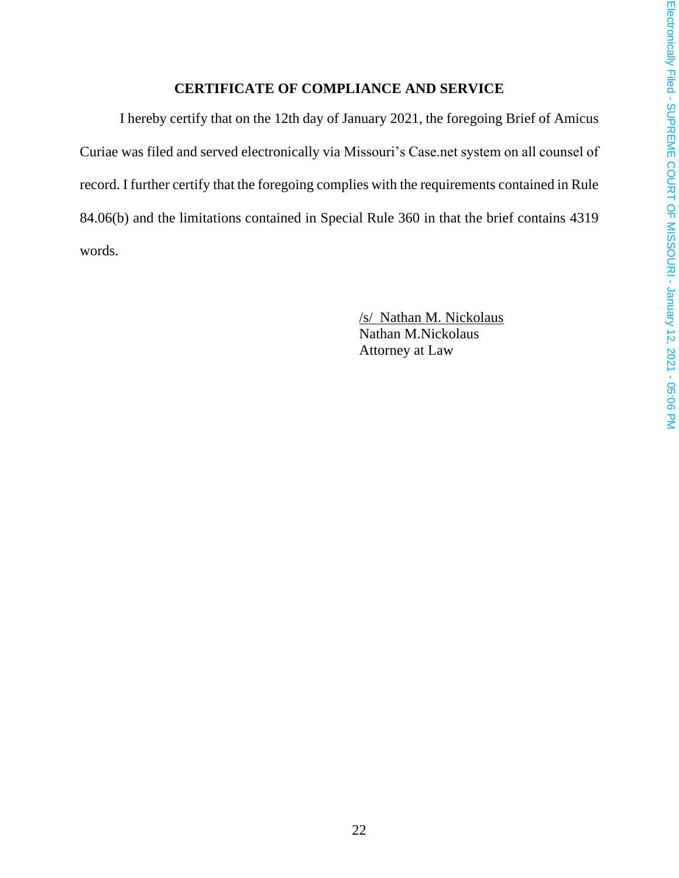## CERTIFICATE OF COMPLIANCE AND SERVICE

I hereby certify that on the 12th day of January 2021, the foregoing Brief of Amicus Curiae was filed and served electronically via Missouri's Case.net system on all counsel of record. I further certify that the foregoing complies with the requirements contained in Rule 84.06(b) and the limitations contained in Special Rule 360 in that the brief contains 4319 words.

/s/ Nathan M. Nickolaus
Nathan M.Nickolaus
Attorney at Law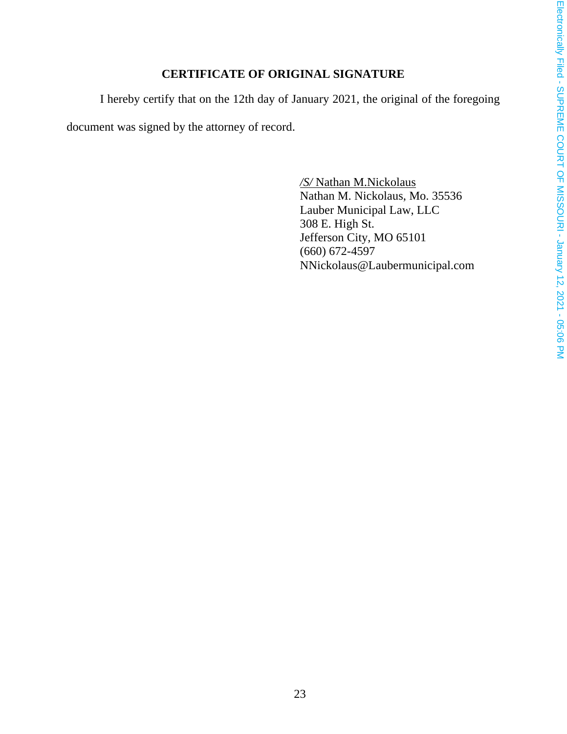## CERTIFICATE OF ORIGINAL SIGNATURE

I hereby certify that on the 12th day of January 2021, the original of the foregoing document was signed by the attorney of record.

*/S/* Nathan M.Nickolaus  
Nathan M. Nickolaus, Mo. 35536  
Lauber Municipal Law, LLC  
308 E. High St.  
Jefferson City, MO 65101  
(660) 672-4597  
NNickolaus@Laubermunicipal.com